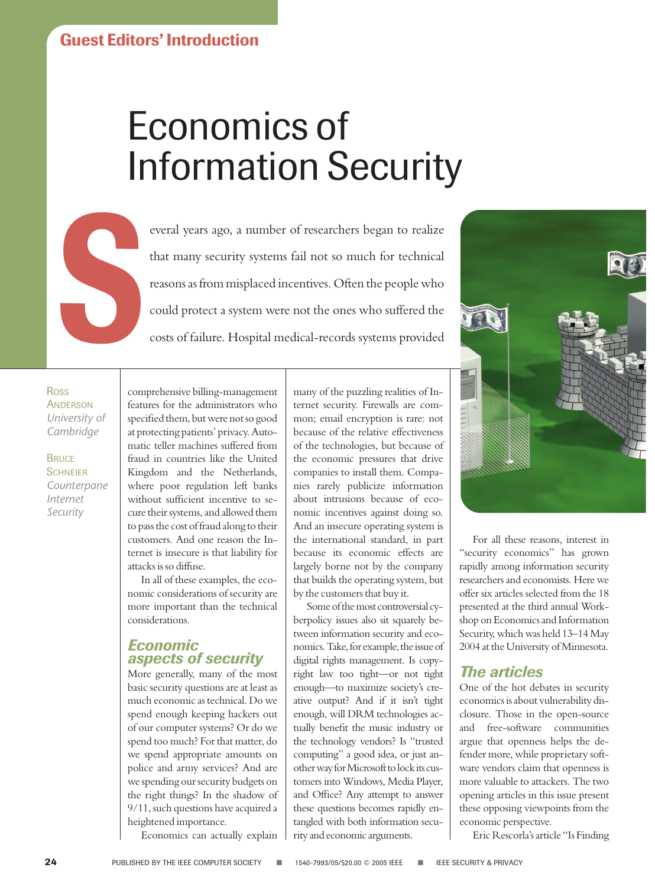Guest Editors' Introduction

# Economics of Information Security

Several years ago, a number of researchers began to realize that many security systems fail not so much for technical reasons as from misplaced incentives. Often the people who could protect a system were not the ones who suffered the costs of failure. Hospital medical-records systems provided comprehensive billing-management features for the administrators who specified them, but were not so good at protecting patients' privacy. Automatic teller machines suffered from fraud in countries like the United Kingdom and the Netherlands, where poor regulation left banks without sufficient incentive to secure their systems, and allowed them to pass the cost of fraud along to their customers. And one reason the Internet is insecure is that liability for attacks is so diffuse.

Ross Anderson
*University of Cambridge*

Bruce Schneier
*Counterpane Internet Security*

In all of these examples, the economic considerations of security are more important than the technical considerations.

## Economic aspects of security

More generally, many of the most basic security questions are at least as much economic as technical. Do we spend enough keeping hackers out of our computer systems? Or do we spend too much? For that matter, do we spend appropriate amounts on police and army services? And are we spending our security budgets on the right things? In the shadow of 9/11, such questions have acquired a heightened importance.

Economics can actually explain many of the puzzling realities of Internet security. Firewalls are common; email encryption is rare: not because of the relative effectiveness of the technologies, but because of the economic pressures that drive companies to install them. Companies rarely publicize information about intrusions because of economic incentives against doing so. And an insecure operating system is the international standard, in part because its economic effects are largely borne not by the company that builds the operating system, but by the customers that buy it.

Some of the most controversial cyberpolicy issues also sit squarely between information security and economics. Take, for example, the issue of digital rights management. Is copyright law too tight—or not tight enough—to maximize society's creative output? And if it isn't tight enough, will DRM technologies actually benefit the music industry or the technology vendors? Is "trusted computing" a good idea, or just another way for Microsoft to lock its customers into Windows, Media Player, and Office? Any attempt to answer these questions becomes rapidly entangled with both information security and economic arguments.

For all these reasons, interest in "security economics" has grown rapidly among information security researchers and economists. Here we offer six articles selected from the 18 presented at the third annual Workshop on Economics and Information Security, which was held 13–14 May 2004 at the University of Minnesota.

## The articles

One of the hot debates in security economics is about vulnerability disclosure. Those in the open-source and free-software communities argue that openness helps the defender more, while proprietary software vendors claim that openness is more valuable to attackers. The two opening articles in this issue present these opposing viewpoints from the economic perspective.

Eric Rescorla's article "Is Finding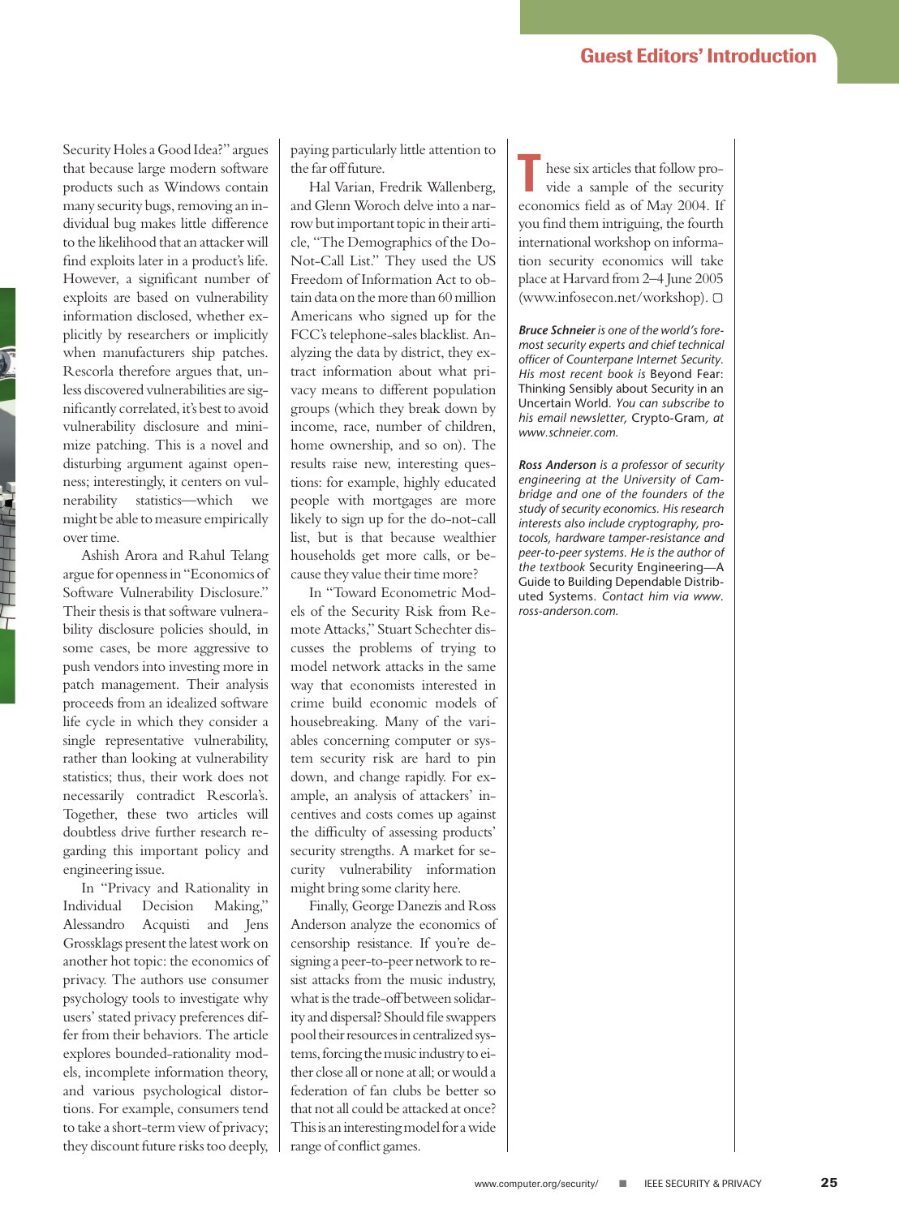Security Holes a Good Idea?" argues that because large modern software products such as Windows contain many security bugs, removing an individual bug makes little difference to the likelihood that an attacker will find exploits later in a product's life. However, a significant number of exploits are based on vulnerability information disclosed, whether explicitly by researchers or implicitly when manufacturers ship patches. Rescorla therefore argues that, unless discovered vulnerabilities are significantly correlated, it's best to avoid vulnerability disclosure and minimize patching. This is a novel and disturbing argument against openness; interestingly, it centers on vulnerability statistics—which we might be able to measure empirically over time.

Ashish Arora and Rahul Telang argue for openness in "Economics of Software Vulnerability Disclosure." Their thesis is that software vulnerability disclosure policies should, in some cases, be more aggressive to push vendors into investing more in patch management. Their analysis proceeds from an idealized software life cycle in which they consider a single representative vulnerability, rather than looking at vulnerability statistics; thus, their work does not necessarily contradict Rescorla's. Together, these two articles will doubtless drive further research regarding this important policy and engineering issue.

In "Privacy and Rationality in Individual Decision Making," Alessandro Acquisti and Jens Grossklags present the latest work on another hot topic: the economics of privacy. The authors use consumer psychology tools to investigate why users' stated privacy preferences differ from their behaviors. The article explores bounded-rationality models, incomplete information theory, and various psychological distortions. For example, consumers tend to take a short-term view of privacy; they discount future risks too deeply, paying particularly little attention to the far off future.

Hal Varian, Fredrik Wallenberg, and Glenn Woroch delve into a narrow but important topic in their article, "The Demographics of the Do-Not-Call List." They used the US Freedom of Information Act to obtain data on the more than 60 million Americans who signed up for the FCC's telephone-sales blacklist. Analyzing the data by district, they extract information about what privacy means to different population groups (which they break down by income, race, number of children, home ownership, and so on). The results raise new, interesting questions: for example, highly educated people with mortgages are more likely to sign up for the do-not-call list, but is that because wealthier households get more calls, or because they value their time more?

In "Toward Econometric Models of the Security Risk from Remote Attacks," Stuart Schechter discusses the problems of trying to model network attacks in the same way that economists interested in crime build economic models of housebreaking. Many of the variables concerning computer or system security risk are hard to pin down, and change rapidly. For example, an analysis of attackers' incentives and costs comes up against the difficulty of assessing products' security strengths. A market for security vulnerability information might bring some clarity here.

Finally, George Danezis and Ross Anderson analyze the economics of censorship resistance. If you're designing a peer-to-peer network to resist attacks from the music industry, what is the trade-off between solidarity and dispersal? Should file swappers pool their resources in centralized systems, forcing the music industry to either close all or none at all; or would a federation of fan clubs be better so that not all could be attacked at once? This is an interesting model for a wide range of conflict games.

These six articles that follow provide a sample of the security economics field as of May 2004. If you find them intriguing, the fourth international workshop on information security economics will take place at Harvard from 2–4 June 2005 (www.infosecon.net/workshop). ▢

***Bruce Schneier*** *is one of the world's foremost security experts and chief technical officer of Counterpane Internet Security. His most recent book is* Beyond Fear: Thinking Sensibly about Security in an Uncertain World. *You can subscribe to his email newsletter,* Crypto-Gram, *at www.schneier.com.*

***Ross Anderson*** *is a professor of security engineering at the University of Cambridge and one of the founders of the study of security economics. His research interests also include cryptography, protocols, hardware tamper-resistance and peer-to-peer systems. He is the author of the textbook* Security Engineering—A Guide to Building Dependable Distributed Systems. *Contact him via www.ross-anderson.com.*